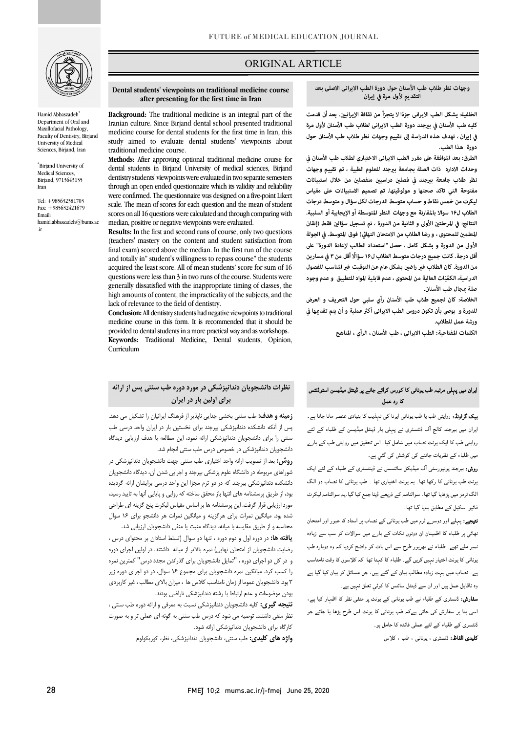ORIGINAL ARTICLE

# Dental students' viewpoints on traditional medicine course after presenting for the first time in Iran

Hamid Abbaszadeh[*]
Department of Oral and Maxillofacial Pathology, Faculty of Dentistry, Birjand University of Medical Sciences, Birjand, Iran

[*]Birjand University of Medical Sciences, Birjand, 9713643135 Iran

Tel: +985632381703
Fax: +985632421679
Email: hamid.abbaszadeh@bums.ac.ir

**Background:** The traditional medicine is an integral part of the Iranian culture. Since Birjand dental school presented traditional medicine course for dental students for the first time in Iran, this study aimed to evaluate dental students' viewpoints about traditional medicine course.

**Methods:** After approving optional traditional medicine course for dental students in Birjand University of medical sciences, Birjand dentistry students' viewpoints were evaluated in two separate semesters through an open ended questionnaire which its validity and reliability were confirmed. The questionnaire was designed on a five-point Likert scale. The mean of scores for each question and the mean of student scores on all 16 questions were calculated and through comparing with median, positive or negative viewpoints were evaluated.

**Results:** In the first and second runs of course, only two questions (teachers' mastery on the content and student satisfaction from final exam) scored above the median. In the first run of the course and totally in" student's willingness to repass course" the students acquired the least score. All of mean students' score for sum of 16 questions were less than 3 in two runs of the course. Students were generally dissatisfied with the inappropriate timing of classes, the high amounts of content, the impracticality of the subjects, and the lack of relevance to the field of dentistry.

**Conclusion:** All dentistry students had negative viewpoints to traditional medicine course in this form. It is recommended that it should be provided to dental students in a more practical way and as workshops.

**Keywords:** Traditional Medicine, Dental students, Opinion, Curriculum

## وجهات نظر طلاب طب الأسنان حول دورة الطب الايرانى الاصلى بعد التقديم لأول مرة في إيران

**الخلفية:** يشكل الطب الايرانى جزءًا لا يتجزأ من ثقافة الإيرانيين. بعد أن قدمت كليه طب الأسنان في بيرجند دورة الطب الايرانى لطلاب طب الأسنان لأول مرة في إيران ، تهدف هذه الدراسة إلى تقييم وجهات نظر طلاب طب الأسنان حول دورة هذا الطب.

**الطرق:** بعد الموافقة على مقرر الطب الايرانى الاختياري لطلاب طب الأسنان في وحدات الاداره ذات الصلة بجامعة بيرجند للعلوم الطبية ، تم تقييم وجهات نظر طلاب جامعة بيرجند في فصلين دراسيين منفصلين من خلال استبيانات مفتوحة التي تاكد صحتها و موثوقيتها. تم تصميم الاستبيانات على مقياس ليكرت من خمس نقاط و حساب متوسط الدرجات لكل سؤال و متوسط درجات الطلاب ل١٦ سوالا بالمقارنة مع وجهات النظر المتوسطة أو الإيجابية أو السلبية.

**النتائج:** في المرحلتين الأولى و الثانية من الدورة ، تم تسجيل سؤالين فقط (إتقان المعلمين للمحتوى ، و رضا الطلاب من الامتحان النهائي) فوق المتوسط. في الجولة الأولى من الدورة و بشكل كامل ، حصل "استعداد الطالب لإعادة الدورة" على أقل درجة. كانت جميع درجات متوسط الطلاب ل١٦ سؤالًا أقل من ٣ في مسارين من الدورة. كان الطلاب غير راضين بشكل عام عن التوقيت غير المناسب للفصول الدراسية، الكمّيّات العالية من المحتوى ، عدم قابلية المواد للتطبيق و عدم وجود صلة بمجال طب الأسنان.

**الخلاصة:** كان لجميع طلاب طب الأسنان رأي سلبي حول التعريف و العرض للدورة و يوصى بأن تكون دروس الطب الايرانى أكثر عملية و أن يتم تقديمها في ورشة عمل للطلاب.

**الكلمات المفتاحية:** الطب الايرانى ، طب الأسنان ، الرأي ، المناهج

## نظرات دانشجویان دندانپزشکی در مورد دوره طب سنتی پس از ارائه برای اولین بار در ایران

**زمینه و هدف:** طب سنتی بخشی جدایی ناپذیر از فرهنگ ایرانیان را تشکیل می دهد. پس از آنکه دانشکده دندانپزشکی بیرجند برای نخستین بار در ایران واحد درسی طب سنتی را برای دانشجویان دندانپزشکی ارائه نمود، این مطالعه با هدف ارزیابی دیدگاه دانشجویان دندانپزشکی در خصوص درس طب سنتی انجام شد.

**روش:** بعد از تصویب ارائه واحد اختیاری طب سنتی جهت دانشجویان دندانپزشکی در شوراهای مربوطه در دانشگاه علوم پزشکی بیرجند و اجرایی شدن آن، دیدگاه دانشجویان دانشکده دندانپزشکی بیرجند که در دو ترم مجزا این واحد درسی برایشان ارائه گردیده بود، از طریق پرسشنامه های انتها باز محقق ساخته که روایی و پایایی آنها به تایید رسید، مورد ارزیابی قرار گرفت. این پرسشنامه ها بر اساس مقیاس لیکرت پنج گزینه ای طراحی شده بود. میانگین نمرات برای هرگزینه و میانگین نمرات هر دانشجو برای ۱۶ سوال محاسبه و از طریق مقایسه با میانه، دیدگاه مثبت یا منفی دانشجویان ارزیابی شد.

**یافته ها:** در دوره اول و دوم دوره ، تنها دو سوال (تسلط استادان بر محتوای درس ، رضایت دانشجویان از امتحان نهایی) نمره بالاتر از میانه داشتند. در اولین اجرای دوره و در کل دو اجرای دوره ، "تمایل دانشجویان برای گذراندن مجدد درس" کمترین نمره را کسب کرد. میانگین نمره دانشجویان برای مجموع ۱۶ سوال، در دو اجرای دوره زیر ۳ بود. دانشجویان عموما از زمان نامناسب کلاس ها ، میزان بالای مطالب ، غیر کاربردی بودن موضوعات و عدم ارتباط با رشته دندانپزشکی ناراضی بودند.

**نتیجه گیری:** کلیه دانشجویان دندانپزشکی نسبت به معرفی و ارائه دوره طب سنتی ، نظر منفی داشتند. توصیه می شود که درس طب سنتی به گونه ای عملی تر و به صورت کارگاه برای دانشجویان دندانپزشکی ارائه شود.

**واژه های کلیدی:** طب سنتی، دانشجویان دندانپزشکی، نظر، کوریکولوم

## ایران میں پہلی مرتبہ طب یونانی کا کورس کرائے جانے پر ڈینٹل میڈیسن اسٹوڈنٹس کا رد عمل

**بیک گراونڈ:** روایتی طب یا طب یونانی ایرنا کی تہذیب کا بنیادی عنصر مانا جاتا ہے۔ ایران میں بیرجند کالج آف ڈنٹسٹری نے پہلی بار ڈینٹل میڈیسن کے طلباء کے لئے روایتی طب کا ایک یونٹ نصاب میں شامل کیا۔ اس تحقیق میں روایتی طب کے بارے میں طلباء کے نظریات جاننے کی کوشش کی گئي ہے۔

**روش:** بیرجند یونیورسٹی آف میڈیکل سائنسس نے ڈینٹسٹری کے طلباء کے لئے ایک یونٹ طب یونانی کا رکھا تھا۔ یہ یونٹ اختیاری تھا ۔ طب یونانی کا نصاب دو الگ الگ ٹرمز میں پڑھایا گيا تھا۔ سوالنامے کے ذریعے ڈیٹا جمع کیا گيا۔یہ سوالنامہ لیکرٹ فائيو اسکیل کے مطابق بنایا گيا تھا۔

**نتیجے:** پہلے اور دوسرے ٹرم میں طب یونانی کے نصاب پر استاد کا عبور اور امتحان نہائي پر طلباء کا اطمینان ان دونوں نکات کے بارے میں سوالات کو سب سے زیادہ نمبر ملے تھے۔ طلباء نے بھرپور طرح سے اس بات کو واضح کردیا کہ وہ دوبارہ طب یونانی کا یونٹ اختیار نہیں کریں گے۔ طلباء کا کہنا تھا کہ کلاسوں کا وقت نامناسب ہے۔ نصاب میں بہت زیادہ مطالب بیان کئے گئے ہیں، جن مسائل کو بیان کیا گیا ہے وہ ناقابل عمل ہیں اور ان سے ڈینٹل سائنس کا کوئي تعلق نہیں ہے۔

**سفارش:** ڈنتسری کے طلباء نے طب یونانی کے یونٹ پر منفی نظر کا اظہار کیا ہے، اسی بنا پر سفارش کی جاتی ہےکہ طب یونانی کا یونٹ اس طرح پڑھا یا جائے جو ڈنتسری کے طلباء کے لئے عملی فائدہ کا حامل ہو۔

**کلیدی الفاظ:** ڈنتسری ، یونانی ، طب ، کلاس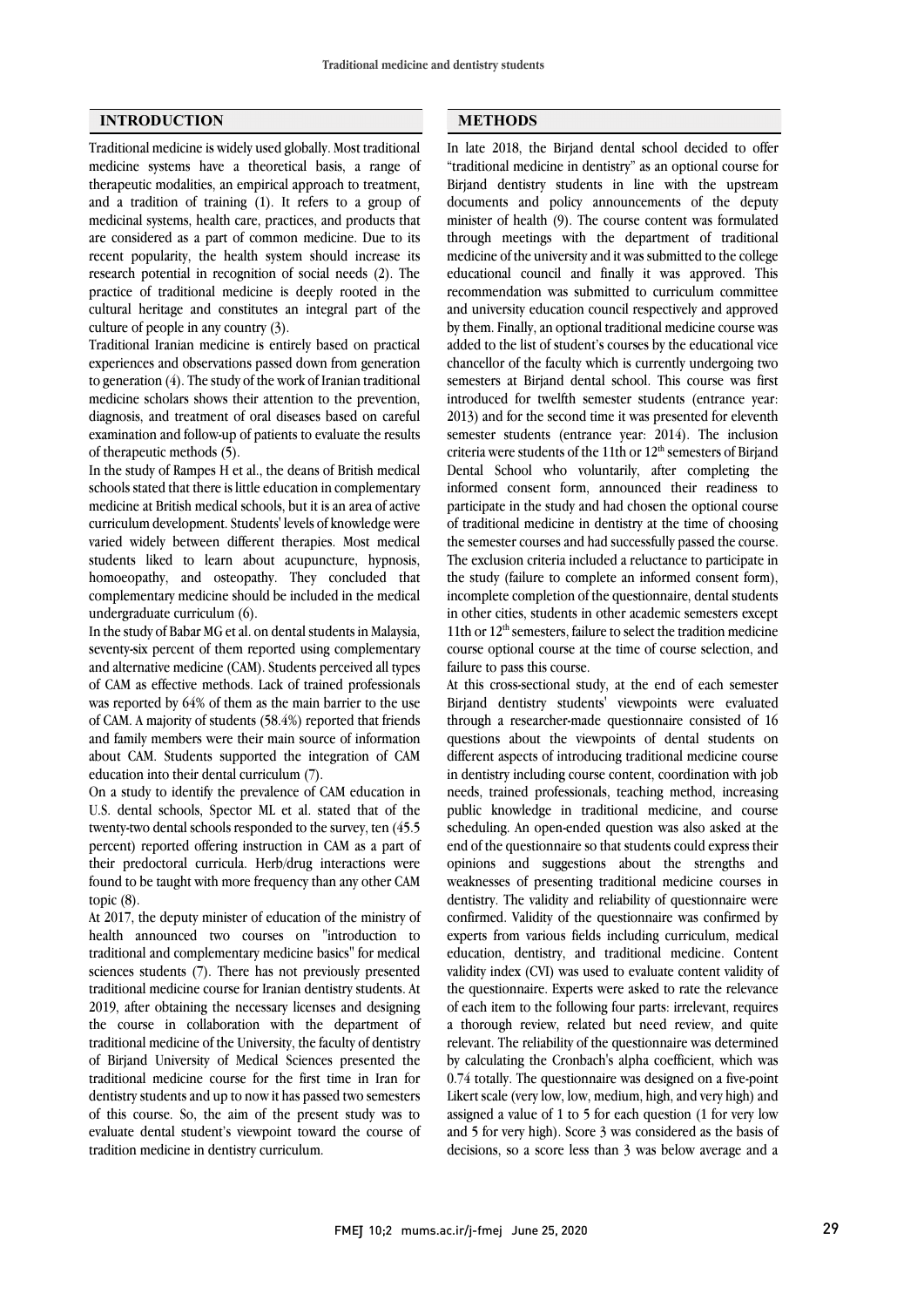## INTRODUCTION

Traditional medicine is widely used globally. Most traditional medicine systems have a theoretical basis, a range of therapeutic modalities, an empirical approach to treatment, and a tradition of training (1). It refers to a group of medicinal systems, health care, practices, and products that are considered as a part of common medicine. Due to its recent popularity, the health system should increase its research potential in recognition of social needs (2). The practice of traditional medicine is deeply rooted in the cultural heritage and constitutes an integral part of the culture of people in any country (3).

Traditional Iranian medicine is entirely based on practical experiences and observations passed down from generation to generation (4). The study of the work of Iranian traditional medicine scholars shows their attention to the prevention, diagnosis, and treatment of oral diseases based on careful examination and follow-up of patients to evaluate the results of therapeutic methods (5).

In the study of Rampes H et al., the deans of British medical schools stated that there is little education in complementary medicine at British medical schools, but it is an area of active curriculum development. Students' levels of knowledge were varied widely between different therapies. Most medical students liked to learn about acupuncture, hypnosis, homoeopathy, and osteopathy. They concluded that complementary medicine should be included in the medical undergraduate curriculum (6).

In the study of Babar MG et al. on dental students in Malaysia, seventy-six percent of them reported using complementary and alternative medicine (CAM). Students perceived all types of CAM as effective methods. Lack of trained professionals was reported by 64% of them as the main barrier to the use of CAM. A majority of students (58.4%) reported that friends and family members were their main source of information about CAM. Students supported the integration of CAM education into their dental curriculum (7).

On a study to identify the prevalence of CAM education in U.S. dental schools, Spector ML et al. stated that of the twenty-two dental schools responded to the survey, ten (45.5 percent) reported offering instruction in CAM as a part of their predoctoral curricula. Herb/drug interactions were found to be taught with more frequency than any other CAM topic (8).

At 2017, the deputy minister of education of the ministry of health announced two courses on "introduction to traditional and complementary medicine basics" for medical sciences students (7). There has not previously presented traditional medicine course for Iranian dentistry students. At 2019, after obtaining the necessary licenses and designing the course in collaboration with the department of traditional medicine of the University, the faculty of dentistry of Birjand University of Medical Sciences presented the traditional medicine course for the first time in Iran for dentistry students and up to now it has passed two semesters of this course. So, the aim of the present study was to evaluate dental student's viewpoint toward the course of tradition medicine in dentistry curriculum.

## METHODS

In late 2018, the Birjand dental school decided to offer "traditional medicine in dentistry" as an optional course for Birjand dentistry students in line with the upstream documents and policy announcements of the deputy minister of health (9). The course content was formulated through meetings with the department of traditional medicine of the university and it was submitted to the college educational council and finally it was approved. This recommendation was submitted to curriculum committee and university education council respectively and approved by them. Finally, an optional traditional medicine course was added to the list of student's courses by the educational vice chancellor of the faculty which is currently undergoing two semesters at Birjand dental school. This course was first introduced for twelfth semester students (entrance year: 2013) and for the second time it was presented for eleventh semester students (entrance year: 2014). The inclusion criteria were students of the 11th or 12th semesters of Birjand Dental School who voluntarily, after completing the informed consent form, announced their readiness to participate in the study and had chosen the optional course of traditional medicine in dentistry at the time of choosing the semester courses and had successfully passed the course. The exclusion criteria included a reluctance to participate in the study (failure to complete an informed consent form), incomplete completion of the questionnaire, dental students in other cities, students in other academic semesters except 11th or 12th semesters, failure to select the tradition medicine course optional course at the time of course selection, and failure to pass this course.

At this cross-sectional study, at the end of each semester Birjand dentistry students' viewpoints were evaluated through a researcher-made questionnaire consisted of 16 questions about the viewpoints of dental students on different aspects of introducing traditional medicine course in dentistry including course content, coordination with job needs, trained professionals, teaching method, increasing public knowledge in traditional medicine, and course scheduling. An open-ended question was also asked at the end of the questionnaire so that students could express their opinions and suggestions about the strengths and weaknesses of presenting traditional medicine courses in dentistry. The validity and reliability of questionnaire were confirmed. Validity of the questionnaire was confirmed by experts from various fields including curriculum, medical education, dentistry, and traditional medicine. Content validity index (CVI) was used to evaluate content validity of the questionnaire. Experts were asked to rate the relevance of each item to the following four parts: irrelevant, requires a thorough review, related but need review, and quite relevant. The reliability of the questionnaire was determined by calculating the Cronbach's alpha coefficient, which was 0.74 totally. The questionnaire was designed on a five-point Likert scale (very low, low, medium, high, and very high) and assigned a value of 1 to 5 for each question (1 for very low and 5 for very high). Score 3 was considered as the basis of decisions, so a score less than 3 was below average and a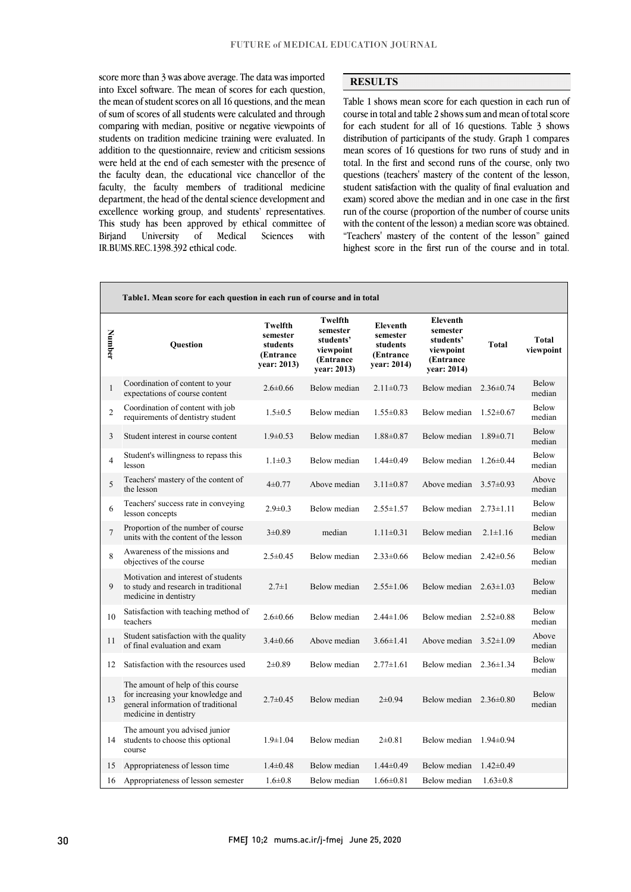score more than 3 was above average. The data was imported into Excel software. The mean of scores for each question, the mean of student scores on all 16 questions, and the mean of sum of scores of all students were calculated and through comparing with median, positive or negative viewpoints of students on tradition medicine training were evaluated. In addition to the questionnaire, review and criticism sessions were held at the end of each semester with the presence of the faculty dean, the educational vice chancellor of the faculty, the faculty members of traditional medicine department, the head of the dental science development and excellence working group, and students' representatives. This study has been approved by ethical committee of Birjand University of Medical Sciences with IR.BUMS.REC.1398.392 ethical code.

## RESULTS

Table 1 shows mean score for each question in each run of course in total and table 2 shows sum and mean of total score for each student for all of 16 questions. Table 3 shows distribution of participants of the study. Graph 1 compares mean scores of 16 questions for two runs of study and in total. In the first and second runs of the course, only two questions (teachers' mastery of the content of the lesson, student satisfaction with the quality of final evaluation and exam) scored above the median and in one case in the first run of the course (proportion of the number of course units with the content of the lesson) a median score was obtained. "Teachers' mastery of the content of the lesson" gained highest score in the first run of the course and in total.

**Table1. Mean score for each question in each run of course and in total**

| Number | Question | Twelfth semester students (Entrance year: 2013) | Twelfth semester students' viewpoint (Entrance year: 2013) | Eleventh semester students (Entrance year: 2014) | Eleventh semester students' viewpoint (Entrance year: 2014) | Total | Total viewpoint |
|---|---|---|---|---|---|---|---|
| 1 | Coordination of content to your expectations of course content | 2.6±0.66 | Below median | 2.11±0.73 | Below median | 2.36±0.74 | Below median |
| 2 | Coordination of content with job requirements of dentistry student | 1.5±0.5 | Below median | 1.55±0.83 | Below median | 1.52±0.67 | Below median |
| 3 | Student interest in course content | 1.9±0.53 | Below median | 1.88±0.87 | Below median | 1.89±0.71 | Below median |
| 4 | Student's willingness to repass this lesson | 1.1±0.3 | Below median | 1.44±0.49 | Below median | 1.26±0.44 | Below median |
| 5 | Teachers' mastery of the content of the lesson | 4±0.77 | Above median | 3.11±0.87 | Above median | 3.57±0.93 | Above median |
| 6 | Teachers' success rate in conveying lesson concepts | 2.9±0.3 | Below median | 2.55±1.57 | Below median | 2.73±1.11 | Below median |
| 7 | Proportion of the number of course units with the content of the lesson | 3±0.89 | median | 1.11±0.31 | Below median | 2.1±1.16 | Below median |
| 8 | Awareness of the missions and objectives of the course | 2.5±0.45 | Below median | 2.33±0.66 | Below median | 2.42±0.56 | Below median |
| 9 | Motivation and interest of students to study and research in traditional medicine in dentistry | 2.7±1 | Below median | 2.55±1.06 | Below median | 2.63±1.03 | Below median |
| 10 | Satisfaction with teaching method of teachers | 2.6±0.66 | Below median | 2.44±1.06 | Below median | 2.52±0.88 | Below median |
| 11 | Student satisfaction with the quality of final evaluation and exam | 3.4±0.66 | Above median | 3.66±1.41 | Above median | 3.52±1.09 | Above median |
| 12 | Satisfaction with the resources used | 2±0.89 | Below median | 2.77±1.61 | Below median | 2.36±1.34 | Below median |
| 13 | The amount of help of this course for increasing your knowledge and general information of traditional medicine in dentistry | 2.7±0.45 | Below median | 2±0.94 | Below median | 2.36±0.80 | Below median |
| 14 | The amount you advised junior students to choose this optional course | 1.9±1.04 | Below median | 2±0.81 | Below median | 1.94±0.94 | |
| 15 | Appropriateness of lesson time | 1.4±0.48 | Below median | 1.44±0.49 | Below median | 1.42±0.49 | |
| 16 | Appropriateness of lesson semester | 1.6±0.8 | Below median | 1.66±0.81 | Below median | 1.63±0.8 | |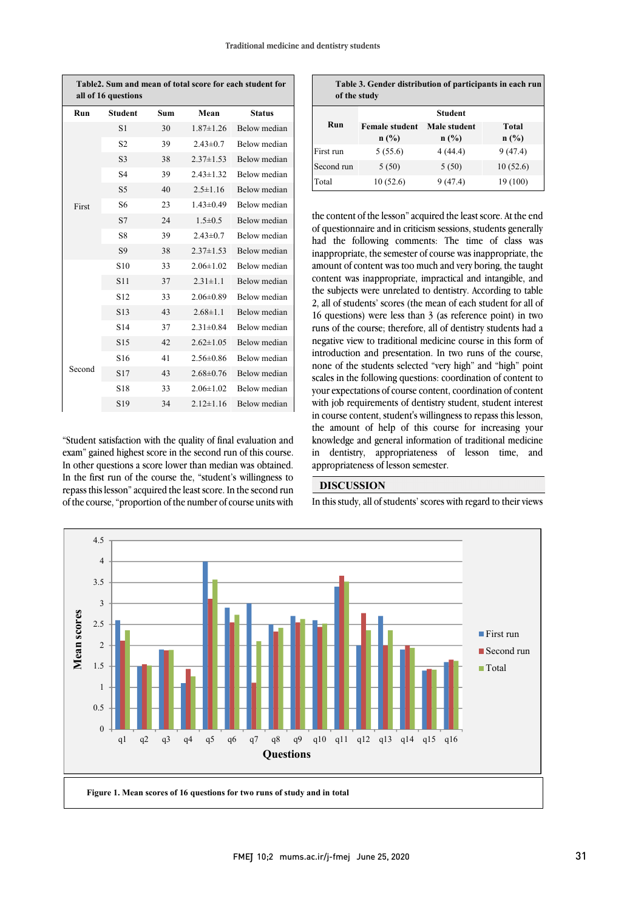**Table2. Sum and mean of total score for each student for all of 16 questions**

| Run | Student | Sum | Mean | Status |
|---|---|---|---|---|
| First | S1 | 30 | 1.87±1.26 | Below median |
| | S2 | 39 | 2.43±0.7 | Below median |
| | S3 | 38 | 2.37±1.53 | Below median |
| | S4 | 39 | 2.43±1.32 | Below median |
| | S5 | 40 | 2.5±1.16 | Below median |
| | S6 | 23 | 1.43±0.49 | Below median |
| | S7 | 24 | 1.5±0.5 | Below median |
| | S8 | 39 | 2.43±0.7 | Below median |
| | S9 | 38 | 2.37±1.53 | Below median |
| Second | S10 | 33 | 2.06±1.02 | Below median |
| | S11 | 37 | 2.31±1.1 | Below median |
| | S12 | 33 | 2.06±0.89 | Below median |
| | S13 | 43 | 2.68±1.1 | Below median |
| | S14 | 37 | 2.31±0.84 | Below median |
| | S15 | 42 | 2.62±1.05 | Below median |
| | S16 | 41 | 2.56±0.86 | Below median |
| | S17 | 43 | 2.68±0.76 | Below median |
| | S18 | 33 | 2.06±1.02 | Below median |
| | S19 | 34 | 2.12±1.16 | Below median |

"Student satisfaction with the quality of final evaluation and exam" gained highest score in the second run of this course. In other questions a score lower than median was obtained. In the first run of the course the, "student's willingness to repass this lesson" acquired the least score. In the second run of the course, "proportion of the number of course units with the content of the lesson" acquired the least score. At the end of questionnaire and in criticism sessions, students generally had the following comments: The time of class was inappropriate, the semester of course was inappropriate, the amount of content was too much and very boring, the taught content was inappropriate, impractical and intangible, and the subjects were unrelated to dentistry. According to table 2, all of students' scores (the mean of each student for all of 16 questions) were less than 3 (as reference point) in two runs of the course; therefore, all of dentistry students had a negative view to traditional medicine course in this form of introduction and presentation. In two runs of the course, none of the students selected "very high" and "high" point scales in the following questions: coordination of content to your expectations of course content, coordination of content with job requirements of dentistry student, student interest in course content, student's willingness to repass this lesson, the amount of help of this course for increasing your knowledge and general information of traditional medicine in dentistry, appropriateness of lesson time, and appropriateness of lesson semester.

**Table 3. Gender distribution of participants in each run of the study**

| Run | Female student n (%) | Male student n (%) | Total n (%) |
|---|---|---|---|
| First run | 5 (55.6) | 4 (44.4) | 9 (47.4) |
| Second run | 5 (50) | 5 (50) | 10 (52.6) |
| Total | 10 (52.6) | 9 (47.4) | 19 (100) |

## DISCUSSION

In this study, all of students' scores with regard to their views

**Figure 1. Mean scores of 16 questions for two runs of study and in total**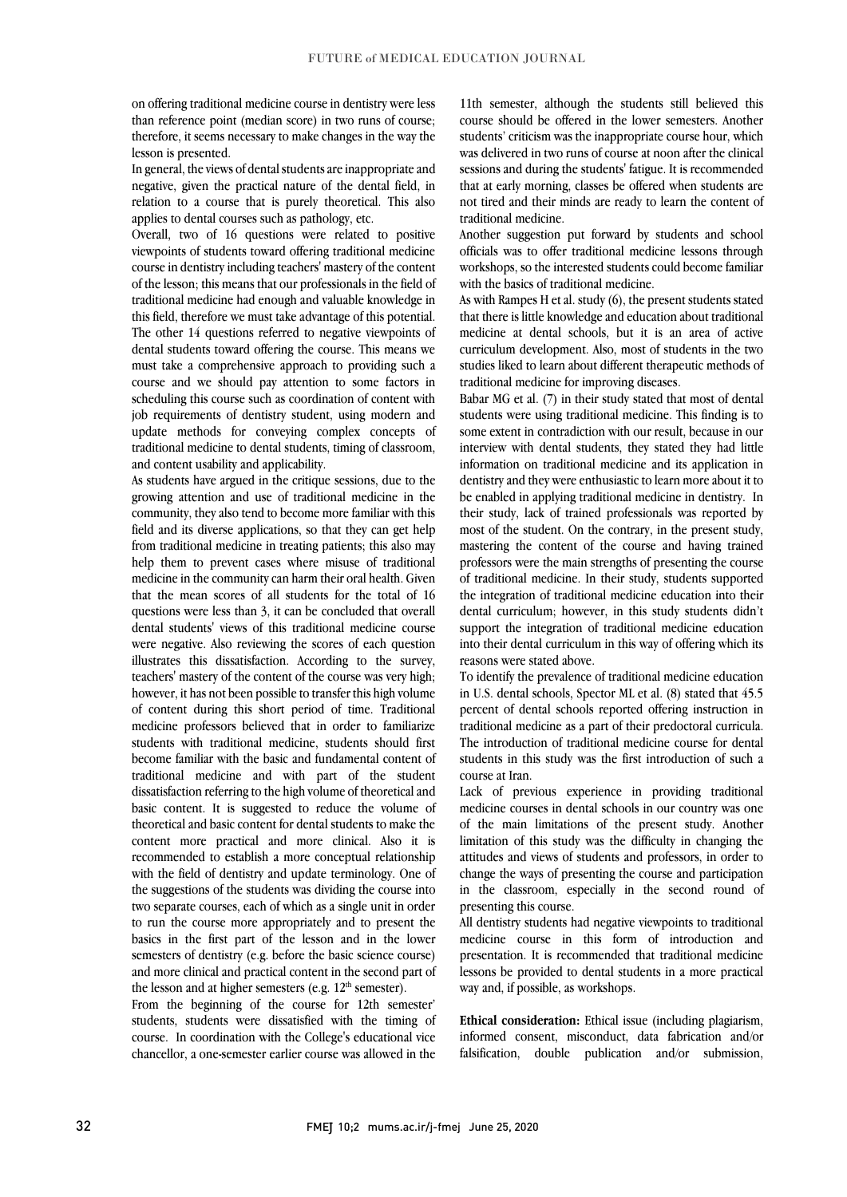on offering traditional medicine course in dentistry were less than reference point (median score) in two runs of course; therefore, it seems necessary to make changes in the way the lesson is presented.

In general, the views of dental students are inappropriate and negative, given the practical nature of the dental field, in relation to a course that is purely theoretical. This also applies to dental courses such as pathology, etc.

Overall, two of 16 questions were related to positive viewpoints of students toward offering traditional medicine course in dentistry including teachers' mastery of the content of the lesson; this means that our professionals in the field of traditional medicine had enough and valuable knowledge in this field, therefore we must take advantage of this potential. The other 14 questions referred to negative viewpoints of dental students toward offering the course. This means we must take a comprehensive approach to providing such a course and we should pay attention to some factors in scheduling this course such as coordination of content with job requirements of dentistry student, using modern and update methods for conveying complex concepts of traditional medicine to dental students, timing of classroom, and content usability and applicability.

As students have argued in the critique sessions, due to the growing attention and use of traditional medicine in the community, they also tend to become more familiar with this field and its diverse applications, so that they can get help from traditional medicine in treating patients; this also may help them to prevent cases where misuse of traditional medicine in the community can harm their oral health. Given that the mean scores of all students for the total of 16 questions were less than 3, it can be concluded that overall dental students' views of this traditional medicine course were negative. Also reviewing the scores of each question illustrates this dissatisfaction. According to the survey, teachers' mastery of the content of the course was very high; however, it has not been possible to transfer this high volume of content during this short period of time. Traditional medicine professors believed that in order to familiarize students with traditional medicine, students should first become familiar with the basic and fundamental content of traditional medicine and with part of the student dissatisfaction referring to the high volume of theoretical and basic content. It is suggested to reduce the volume of theoretical and basic content for dental students to make the content more practical and more clinical. Also it is recommended to establish a more conceptual relationship with the field of dentistry and update terminology. One of the suggestions of the students was dividing the course into two separate courses, each of which as a single unit in order to run the course more appropriately and to present the basics in the first part of the lesson and in the lower semesters of dentistry (e.g. before the basic science course) and more clinical and practical content in the second part of the lesson and at higher semesters (e.g. 12th semester).

From the beginning of the course for 12th semester' students, students were dissatisfied with the timing of course. In coordination with the College's educational vice chancellor, a one-semester earlier course was allowed in the 11th semester, although the students still believed this course should be offered in the lower semesters. Another students' criticism was the inappropriate course hour, which was delivered in two runs of course at noon after the clinical sessions and during the students' fatigue. It is recommended that at early morning, classes be offered when students are not tired and their minds are ready to learn the content of traditional medicine.

Another suggestion put forward by students and school officials was to offer traditional medicine lessons through workshops, so the interested students could become familiar with the basics of traditional medicine.

As with Rampes H et al. study (6), the present students stated that there is little knowledge and education about traditional medicine at dental schools, but it is an area of active curriculum development. Also, most of students in the two studies liked to learn about different therapeutic methods of traditional medicine for improving diseases.

Babar MG et al. (7) in their study stated that most of dental students were using traditional medicine. This finding is to some extent in contradiction with our result, because in our interview with dental students, they stated they had little information on traditional medicine and its application in dentistry and they were enthusiastic to learn more about it to be enabled in applying traditional medicine in dentistry. In their study, lack of trained professionals was reported by most of the student. On the contrary, in the present study, mastering the content of the course and having trained professors were the main strengths of presenting the course of traditional medicine. In their study, students supported the integration of traditional medicine education into their dental curriculum; however, in this study students didn't support the integration of traditional medicine education into their dental curriculum in this way of offering which its reasons were stated above.

To identify the prevalence of traditional medicine education in U.S. dental schools, Spector ML et al. (8) stated that 45.5 percent of dental schools reported offering instruction in traditional medicine as a part of their predoctoral curricula. The introduction of traditional medicine course for dental students in this study was the first introduction of such a course at Iran.

Lack of previous experience in providing traditional medicine courses in dental schools in our country was one of the main limitations of the present study. Another limitation of this study was the difficulty in changing the attitudes and views of students and professors, in order to change the ways of presenting the course and participation in the classroom, especially in the second round of presenting this course.

All dentistry students had negative viewpoints to traditional medicine course in this form of introduction and presentation. It is recommended that traditional medicine lessons be provided to dental students in a more practical way and, if possible, as workshops.

**Ethical consideration:** Ethical issue (including plagiarism, informed consent, misconduct, data fabrication and/or falsification, double publication and/or submission,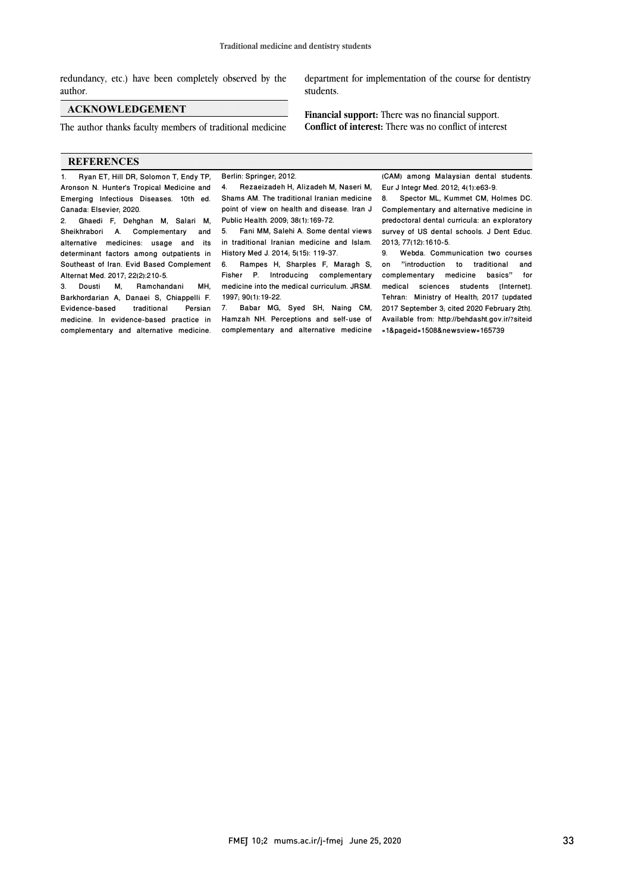redundancy, etc.) have been completely observed by the author.

## ACKNOWLEDGEMENT

The author thanks faculty members of traditional medicine department for implementation of the course for dentistry students.

**Financial support:** There was no financial support.
**Conflict of interest:** There was no conflict of interest

## REFERENCES

1. Ryan ET, Hill DR, Solomon T, Endy TP, Aronson N. Hunter's Tropical Medicine and Emerging Infectious Diseases. 10th ed. Canada: Elsevier; 2020.
2. Ghaedi F, Dehghan M, Salari M, Sheikhrabori A. Complementary and alternative medicines: usage and its determinant factors among outpatients in Southeast of Iran. Evid Based Complement Alternat Med. 2017; 22(2):210-5.
3. Dousti M, Ramchandani MH, Barkhordarian A, Danaei S, Chiappelli F. Evidence-based traditional Persian medicine. In evidence-based practice in complementary and alternative medicine. Berlin: Springer; 2012.
4. Rezaeizadeh H, Alizadeh M, Naseri M, Shams AM. The traditional Iranian medicine point of view on health and disease. Iran J Public Health. 2009; 38(1):169-72.
5. Fani MM, Salehi A. Some dental views in traditional Iranian medicine and Islam. History Med J. 2014; 5(15): 119-37.
6. Rampes H, Sharples F, Maragh S, Fisher P. Introducing complementary medicine into the medical curriculum. JRSM. 1997; 90(1):19-22.
7. Babar MG, Syed SH, Naing CM, Hamzah NH. Perceptions and self-use of complementary and alternative medicine (CAM) among Malaysian dental students. Eur J Integr Med. 2012; 4(1):e63-9.
8. Spector ML, Kummet CM, Holmes DC. Complementary and alternative medicine in predoctoral dental curricula: an exploratory survey of US dental schools. J Dent Educ. 2013; 77(12):1610-5.
9. Webda. Communication two courses on "introduction to traditional and complementary medicine basics" for medical sciences students [Internet]. Tehran: Ministry of Health; 2017 [updated 2017 September 3; cited 2020 February 2th]. Available from: http://behdasht.gov.ir/?siteid=1&pageid=1508&newsview=165739